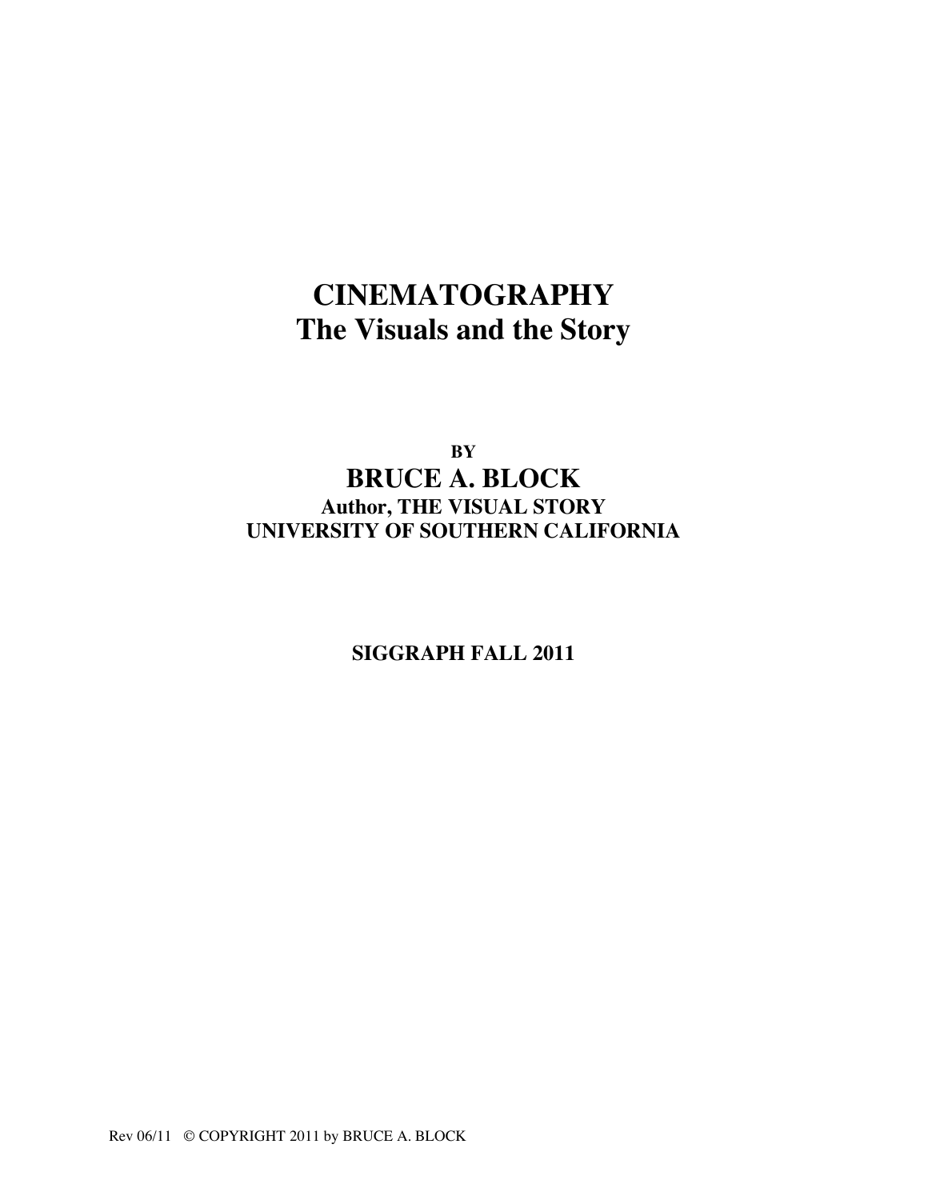# CINEMATOGRAPHY
## The Visuals and the Story

**BY**

## BRUCE A. BLOCK

**Author, THE VISUAL STORY**
**UNIVERSITY OF SOUTHERN CALIFORNIA**

**SIGGRAPH FALL 2011**

Rev 06/11 © COPYRIGHT 2011 by BRUCE A. BLOCK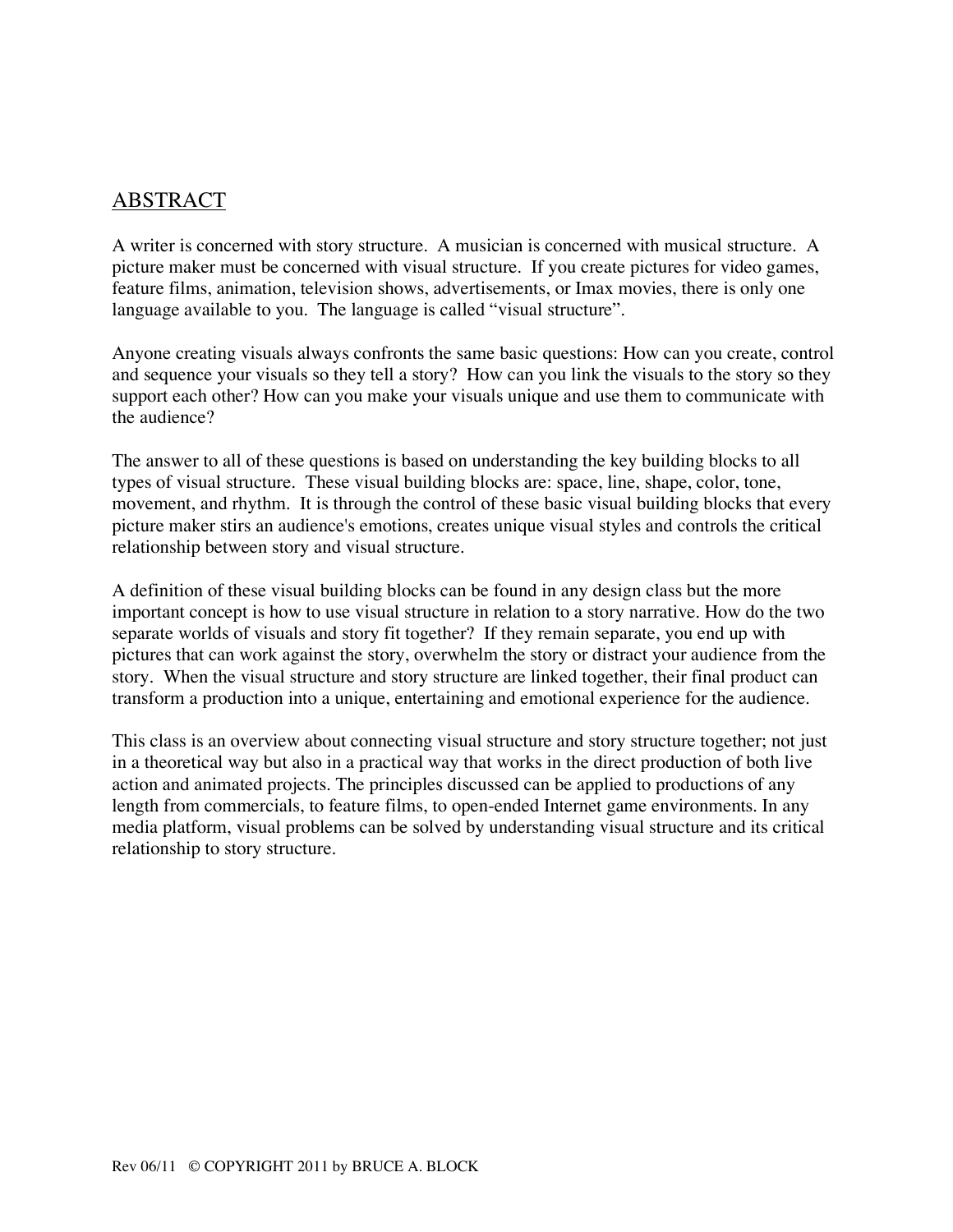## ABSTRACT

A writer is concerned with story structure. A musician is concerned with musical structure. A picture maker must be concerned with visual structure. If you create pictures for video games, feature films, animation, television shows, advertisements, or Imax movies, there is only one language available to you. The language is called "visual structure".

Anyone creating visuals always confronts the same basic questions: How can you create, control and sequence your visuals so they tell a story? How can you link the visuals to the story so they support each other? How can you make your visuals unique and use them to communicate with the audience?

The answer to all of these questions is based on understanding the key building blocks to all types of visual structure. These visual building blocks are: space, line, shape, color, tone, movement, and rhythm. It is through the control of these basic visual building blocks that every picture maker stirs an audience's emotions, creates unique visual styles and controls the critical relationship between story and visual structure.

A definition of these visual building blocks can be found in any design class but the more important concept is how to use visual structure in relation to a story narrative. How do the two separate worlds of visuals and story fit together? If they remain separate, you end up with pictures that can work against the story, overwhelm the story or distract your audience from the story. When the visual structure and story structure are linked together, their final product can transform a production into a unique, entertaining and emotional experience for the audience.

This class is an overview about connecting visual structure and story structure together; not just in a theoretical way but also in a practical way that works in the direct production of both live action and animated projects. The principles discussed can be applied to productions of any length from commercials, to feature films, to open-ended Internet game environments. In any media platform, visual problems can be solved by understanding visual structure and its critical relationship to story structure.

Rev 06/11 © COPYRIGHT 2011 by BRUCE A. BLOCK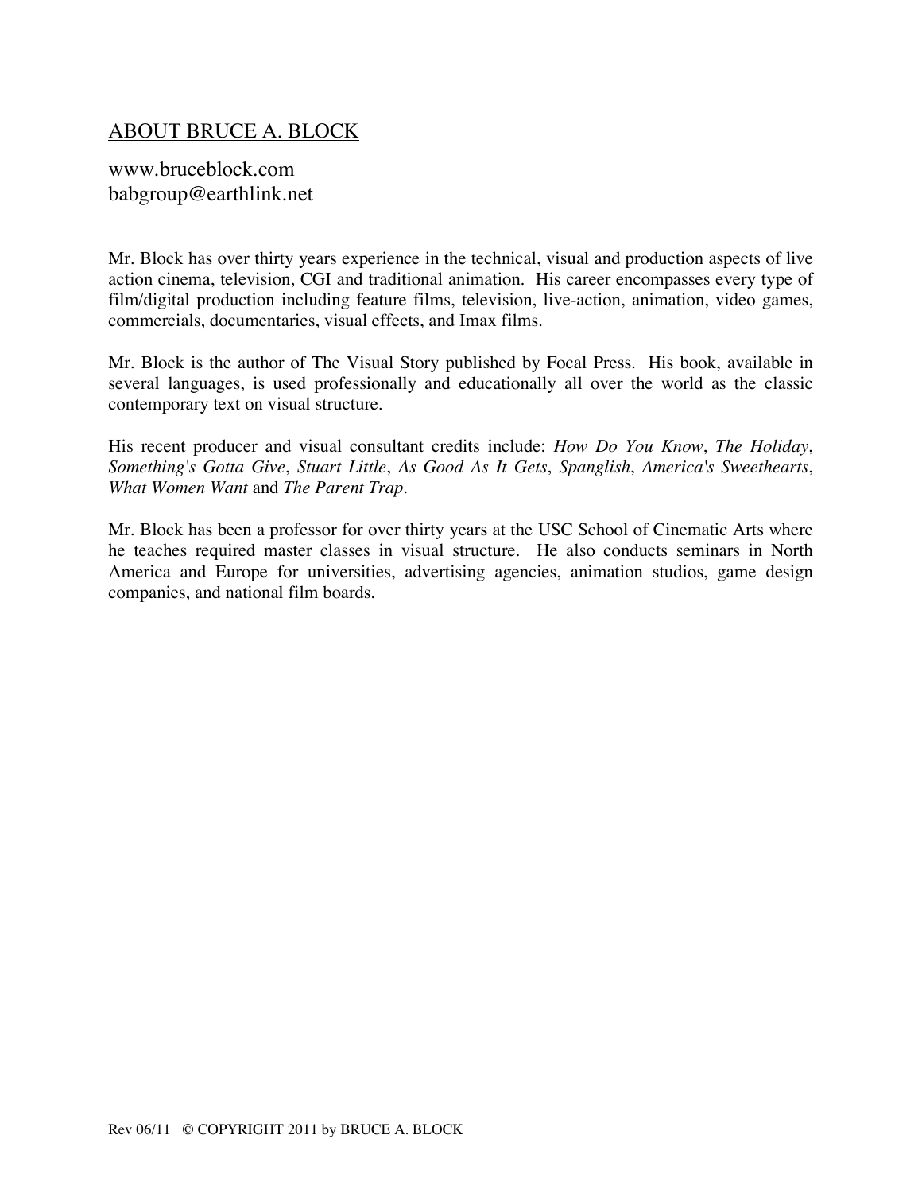## ABOUT BRUCE A. BLOCK

www.bruceblock.com
babgroup@earthlink.net

Mr. Block has over thirty years experience in the technical, visual and production aspects of live action cinema, television, CGI and traditional animation. His career encompasses every type of film/digital production including feature films, television, live-action, animation, video games, commercials, documentaries, visual effects, and Imax films.

Mr. Block is the author of The Visual Story published by Focal Press. His book, available in several languages, is used professionally and educationally all over the world as the classic contemporary text on visual structure.

His recent producer and visual consultant credits include: *How Do You Know*, *The Holiday*, *Something's Gotta Give*, *Stuart Little*, *As Good As It Gets*, *Spanglish*, *America's Sweethearts*, *What Women Want* and *The Parent Trap*.

Mr. Block has been a professor for over thirty years at the USC School of Cinematic Arts where he teaches required master classes in visual structure. He also conducts seminars in North America and Europe for universities, advertising agencies, animation studios, game design companies, and national film boards.

Rev 06/11 © COPYRIGHT 2011 by BRUCE A. BLOCK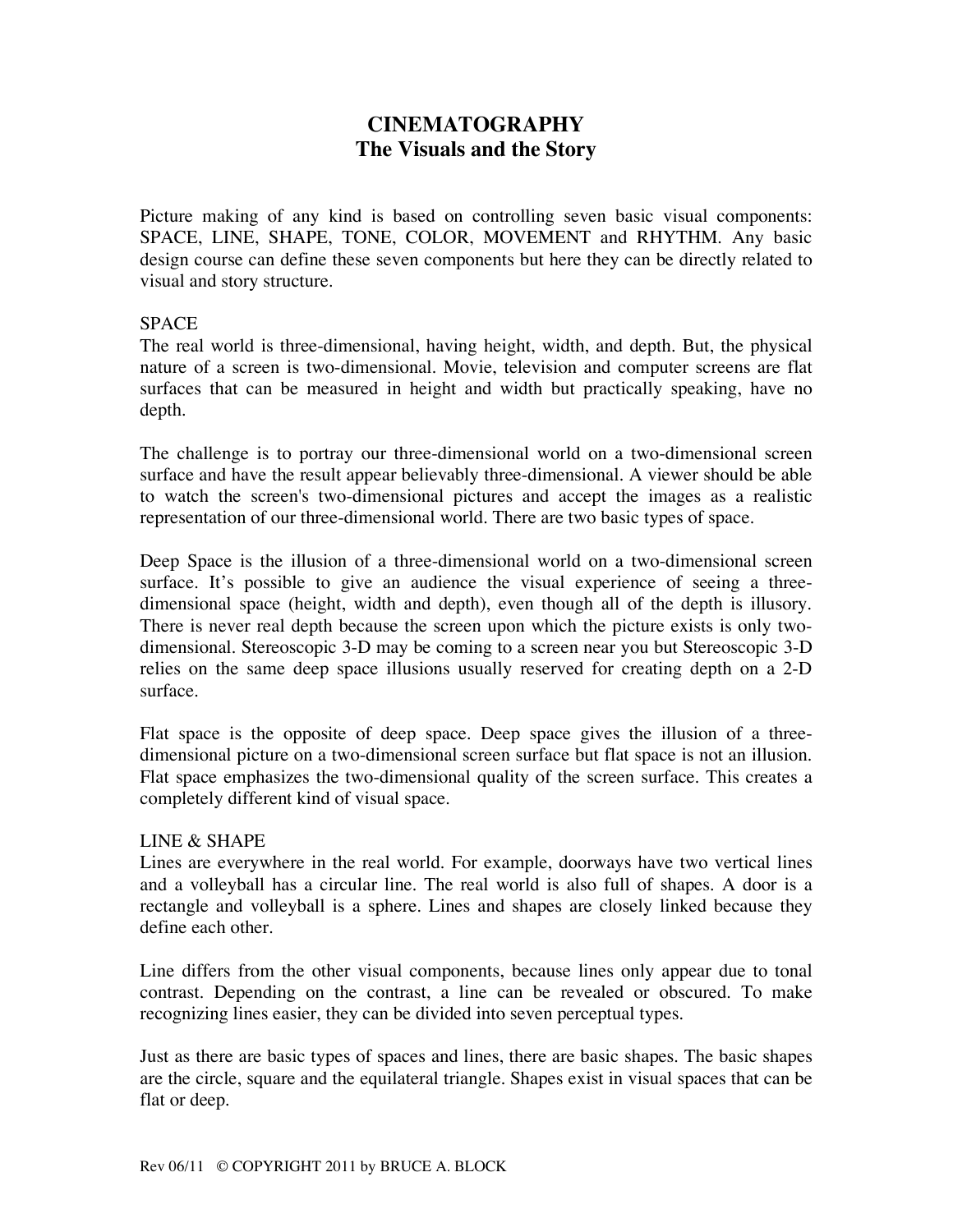# CINEMATOGRAPHY
## The Visuals and the Story

Picture making of any kind is based on controlling seven basic visual components: SPACE, LINE, SHAPE, TONE, COLOR, MOVEMENT and RHYTHM. Any basic design course can define these seven components but here they can be directly related to visual and story structure.

### SPACE

The real world is three-dimensional, having height, width, and depth. But, the physical nature of a screen is two-dimensional. Movie, television and computer screens are flat surfaces that can be measured in height and width but practically speaking, have no depth.

The challenge is to portray our three-dimensional world on a two-dimensional screen surface and have the result appear believably three-dimensional. A viewer should be able to watch the screen's two-dimensional pictures and accept the images as a realistic representation of our three-dimensional world. There are two basic types of space.

Deep Space is the illusion of a three-dimensional world on a two-dimensional screen surface. It's possible to give an audience the visual experience of seeing a three-dimensional space (height, width and depth), even though all of the depth is illusory. There is never real depth because the screen upon which the picture exists is only two-dimensional. Stereoscopic 3-D may be coming to a screen near you but Stereoscopic 3-D relies on the same deep space illusions usually reserved for creating depth on a 2-D surface.

Flat space is the opposite of deep space. Deep space gives the illusion of a three-dimensional picture on a two-dimensional screen surface but flat space is not an illusion. Flat space emphasizes the two-dimensional quality of the screen surface. This creates a completely different kind of visual space.

### LINE & SHAPE

Lines are everywhere in the real world. For example, doorways have two vertical lines and a volleyball has a circular line. The real world is also full of shapes. A door is a rectangle and volleyball is a sphere. Lines and shapes are closely linked because they define each other.

Line differs from the other visual components, because lines only appear due to tonal contrast. Depending on the contrast, a line can be revealed or obscured. To make recognizing lines easier, they can be divided into seven perceptual types.

Just as there are basic types of spaces and lines, there are basic shapes. The basic shapes are the circle, square and the equilateral triangle. Shapes exist in visual spaces that can be flat or deep.

Rev 06/11 © COPYRIGHT 2011 by BRUCE A. BLOCK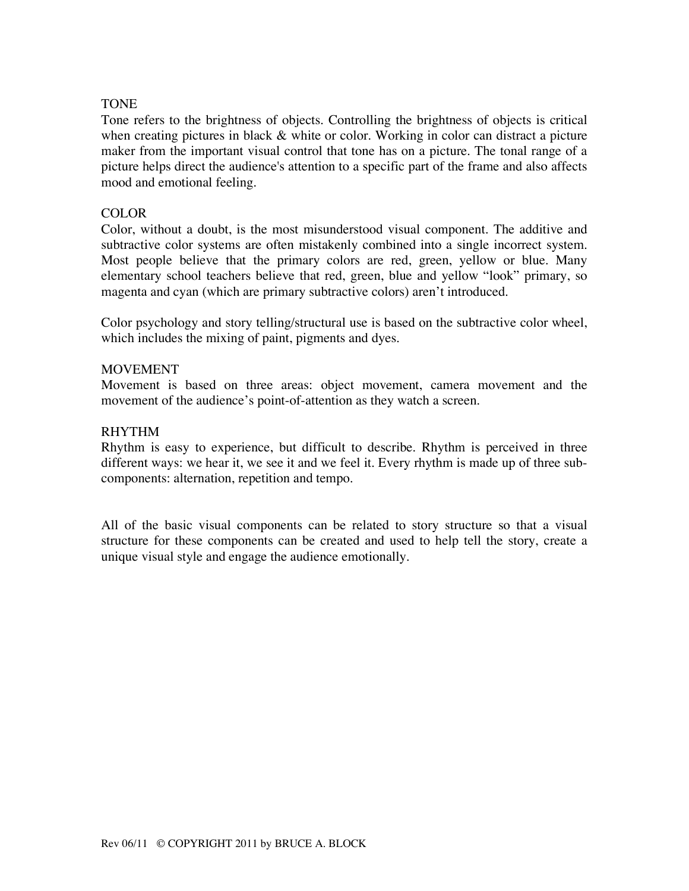## TONE

Tone refers to the brightness of objects. Controlling the brightness of objects is critical when creating pictures in black & white or color. Working in color can distract a picture maker from the important visual control that tone has on a picture. The tonal range of a picture helps direct the audience's attention to a specific part of the frame and also affects mood and emotional feeling.

## COLOR

Color, without a doubt, is the most misunderstood visual component. The additive and subtractive color systems are often mistakenly combined into a single incorrect system. Most people believe that the primary colors are red, green, yellow or blue. Many elementary school teachers believe that red, green, blue and yellow "look" primary, so magenta and cyan (which are primary subtractive colors) aren't introduced.

Color psychology and story telling/structural use is based on the subtractive color wheel, which includes the mixing of paint, pigments and dyes.

## MOVEMENT

Movement is based on three areas: object movement, camera movement and the movement of the audience's point-of-attention as they watch a screen.

## RHYTHM

Rhythm is easy to experience, but difficult to describe. Rhythm is perceived in three different ways: we hear it, we see it and we feel it. Every rhythm is made up of three sub-components: alternation, repetition and tempo.

All of the basic visual components can be related to story structure so that a visual structure for these components can be created and used to help tell the story, create a unique visual style and engage the audience emotionally.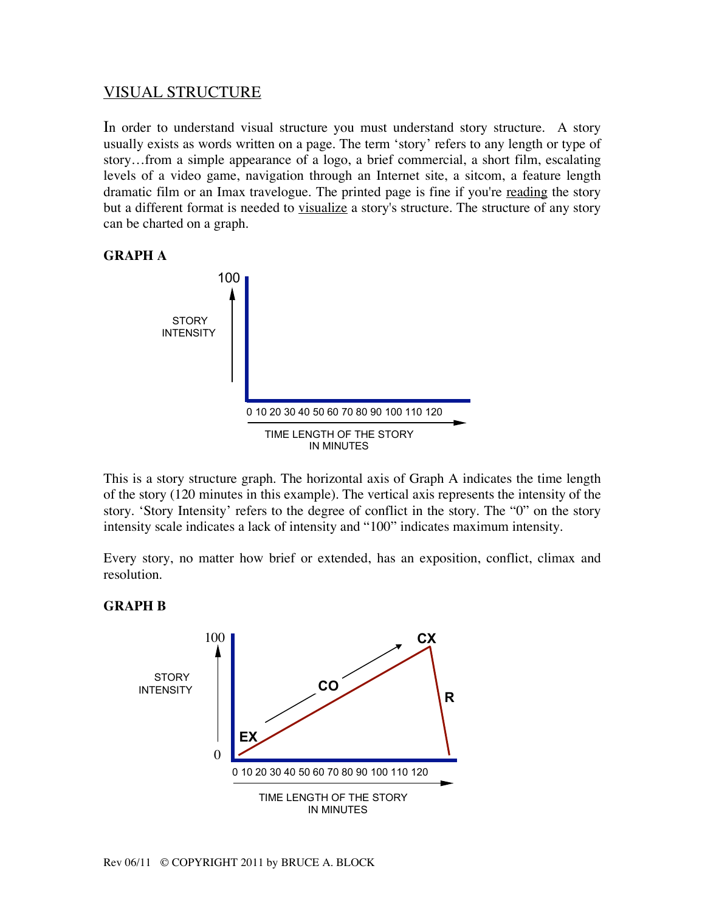## VISUAL STRUCTURE

In order to understand visual structure you must understand story structure. A story usually exists as words written on a page. The term 'story' refers to any length or type of story…from a simple appearance of a logo, a brief commercial, a short film, escalating levels of a video game, navigation through an Internet site, a sitcom, a feature length dramatic film or an Imax travelogue. The printed page is fine if you're reading the story but a different format is needed to visualize a story's structure. The structure of any story can be charted on a graph.

**GRAPH A**

This is a story structure graph. The horizontal axis of Graph A indicates the time length of the story (120 minutes in this example). The vertical axis represents the intensity of the story. 'Story Intensity' refers to the degree of conflict in the story. The "0" on the story intensity scale indicates a lack of intensity and "100" indicates maximum intensity.

Every story, no matter how brief or extended, has an exposition, conflict, climax and resolution.

**GRAPH B**

Rev 06/11 © COPYRIGHT 2011 by BRUCE A. BLOCK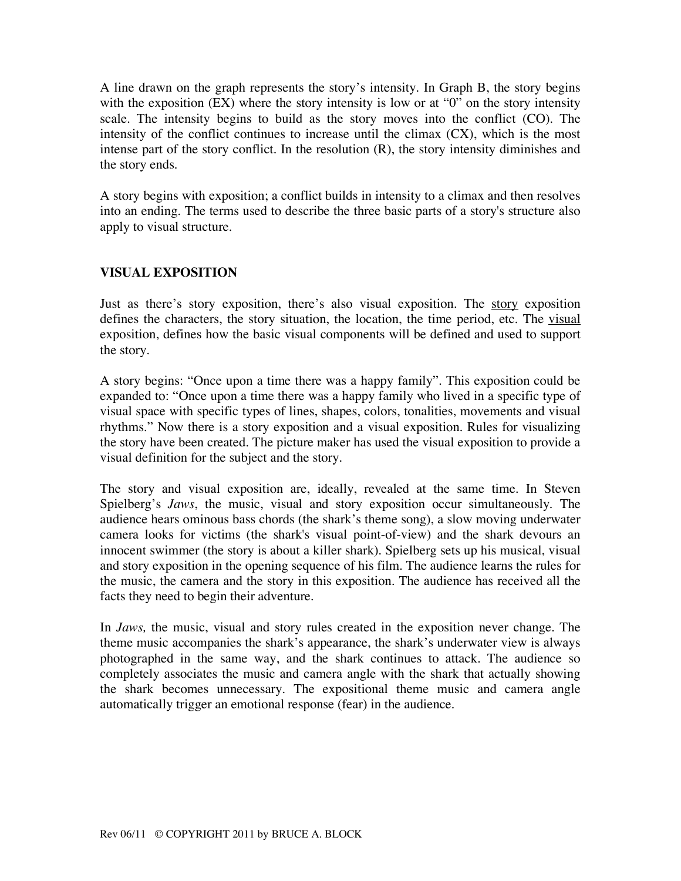A line drawn on the graph represents the story's intensity. In Graph B, the story begins with the exposition (EX) where the story intensity is low or at "0" on the story intensity scale. The intensity begins to build as the story moves into the conflict (CO). The intensity of the conflict continues to increase until the climax (CX), which is the most intense part of the story conflict. In the resolution (R), the story intensity diminishes and the story ends.

A story begins with exposition; a conflict builds in intensity to a climax and then resolves into an ending. The terms used to describe the three basic parts of a story's structure also apply to visual structure.

## VISUAL EXPOSITION

Just as there's story exposition, there's also visual exposition. The <u>story</u> exposition defines the characters, the story situation, the location, the time period, etc. The <u>visual</u> exposition, defines how the basic visual components will be defined and used to support the story.

A story begins: "Once upon a time there was a happy family". This exposition could be expanded to: "Once upon a time there was a happy family who lived in a specific type of visual space with specific types of lines, shapes, colors, tonalities, movements and visual rhythms." Now there is a story exposition and a visual exposition. Rules for visualizing the story have been created. The picture maker has used the visual exposition to provide a visual definition for the subject and the story.

The story and visual exposition are, ideally, revealed at the same time. In Steven Spielberg's *Jaws*, the music, visual and story exposition occur simultaneously. The audience hears ominous bass chords (the shark's theme song), a slow moving underwater camera looks for victims (the shark's visual point-of-view) and the shark devours an innocent swimmer (the story is about a killer shark). Spielberg sets up his musical, visual and story exposition in the opening sequence of his film. The audience learns the rules for the music, the camera and the story in this exposition. The audience has received all the facts they need to begin their adventure.

In *Jaws,* the music, visual and story rules created in the exposition never change. The theme music accompanies the shark's appearance, the shark's underwater view is always photographed in the same way, and the shark continues to attack. The audience so completely associates the music and camera angle with the shark that actually showing the shark becomes unnecessary. The expositional theme music and camera angle automatically trigger an emotional response (fear) in the audience.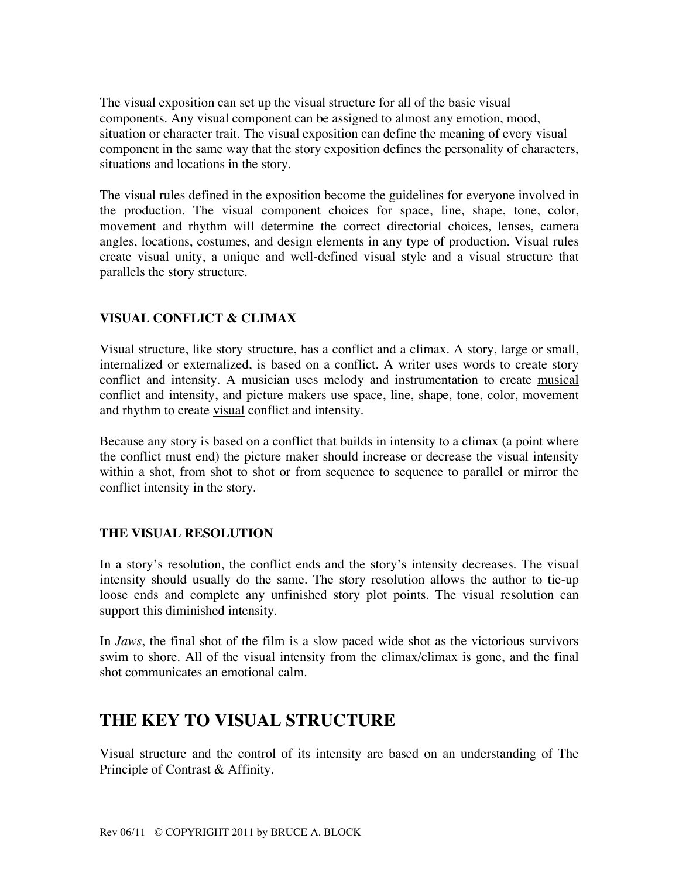The visual exposition can set up the visual structure for all of the basic visual components. Any visual component can be assigned to almost any emotion, mood, situation or character trait. The visual exposition can define the meaning of every visual component in the same way that the story exposition defines the personality of characters, situations and locations in the story.

The visual rules defined in the exposition become the guidelines for everyone involved in the production. The visual component choices for space, line, shape, tone, color, movement and rhythm will determine the correct directorial choices, lenses, camera angles, locations, costumes, and design elements in any type of production. Visual rules create visual unity, a unique and well-defined visual style and a visual structure that parallels the story structure.

### VISUAL CONFLICT & CLIMAX

Visual structure, like story structure, has a conflict and a climax. A story, large or small, internalized or externalized, is based on a conflict. A writer uses words to create <u>story</u> conflict and intensity. A musician uses melody and instrumentation to create <u>musical</u> conflict and intensity, and picture makers use space, line, shape, tone, color, movement and rhythm to create <u>visual</u> conflict and intensity.

Because any story is based on a conflict that builds in intensity to a climax (a point where the conflict must end) the picture maker should increase or decrease the visual intensity within a shot, from shot to shot or from sequence to sequence to parallel or mirror the conflict intensity in the story.

### THE VISUAL RESOLUTION

In a story's resolution, the conflict ends and the story's intensity decreases. The visual intensity should usually do the same. The story resolution allows the author to tie-up loose ends and complete any unfinished story plot points. The visual resolution can support this diminished intensity.

In *Jaws*, the final shot of the film is a slow paced wide shot as the victorious survivors swim to shore. All of the visual intensity from the climax/climax is gone, and the final shot communicates an emotional calm.

## THE KEY TO VISUAL STRUCTURE

Visual structure and the control of its intensity are based on an understanding of The Principle of Contrast & Affinity.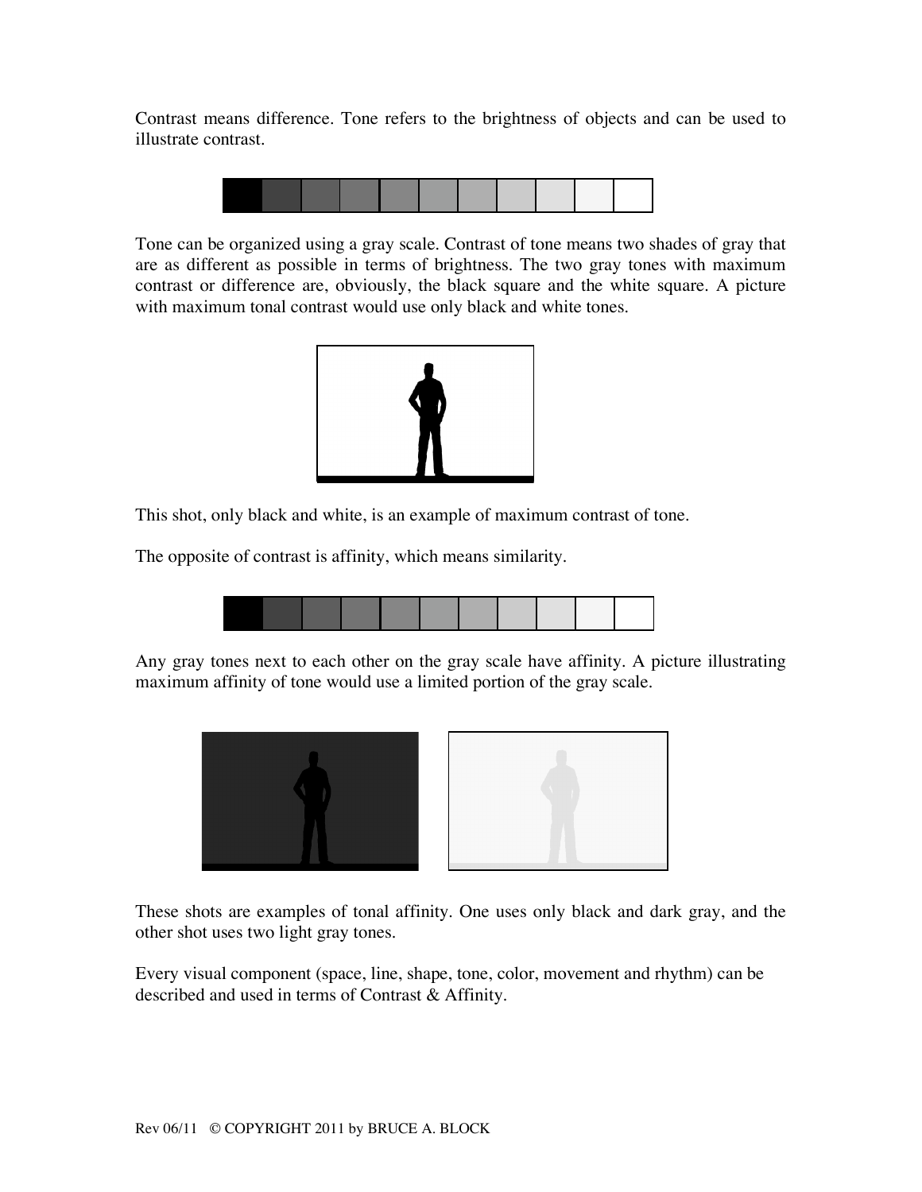Contrast means difference. Tone refers to the brightness of objects and can be used to illustrate contrast.

Tone can be organized using a gray scale. Contrast of tone means two shades of gray that are as different as possible in terms of brightness. The two gray tones with maximum contrast or difference are, obviously, the black square and the white square. A picture with maximum tonal contrast would use only black and white tones.

This shot, only black and white, is an example of maximum contrast of tone.

The opposite of contrast is affinity, which means similarity.

Any gray tones next to each other on the gray scale have affinity. A picture illustrating maximum affinity of tone would use a limited portion of the gray scale.

These shots are examples of tonal affinity. One uses only black and dark gray, and the other shot uses two light gray tones.

Every visual component (space, line, shape, tone, color, movement and rhythm) can be described and used in terms of Contrast & Affinity.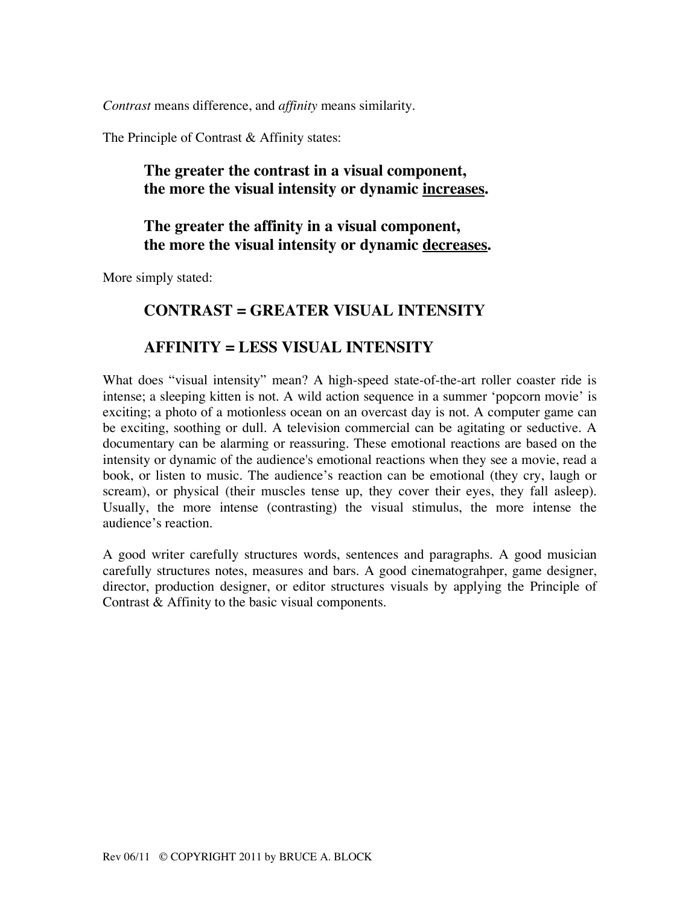*Contrast* means difference, and *affinity* means similarity.

The Principle of Contrast & Affinity states:

> **The greater the contrast in a visual component, the more the visual intensity or dynamic <u>increases</u>.**
>
> **The greater the affinity in a visual component, the more the visual intensity or dynamic <u>decreases</u>.**

More simply stated:

> **CONTRAST = GREATER VISUAL INTENSITY**
>
> **AFFINITY = LESS VISUAL INTENSITY**

What does "visual intensity" mean? A high-speed state-of-the-art roller coaster ride is intense; a sleeping kitten is not. A wild action sequence in a summer 'popcorn movie' is exciting; a photo of a motionless ocean on an overcast day is not. A computer game can be exciting, soothing or dull. A television commercial can be agitating or seductive. A documentary can be alarming or reassuring. These emotional reactions are based on the intensity or dynamic of the audience's emotional reactions when they see a movie, read a book, or listen to music. The audience's reaction can be emotional (they cry, laugh or scream), or physical (their muscles tense up, they cover their eyes, they fall asleep). Usually, the more intense (contrasting) the visual stimulus, the more intense the audience's reaction.

A good writer carefully structures words, sentences and paragraphs. A good musician carefully structures notes, measures and bars. A good cinematograhper, game designer, director, production designer, or editor structures visuals by applying the Principle of Contrast & Affinity to the basic visual components.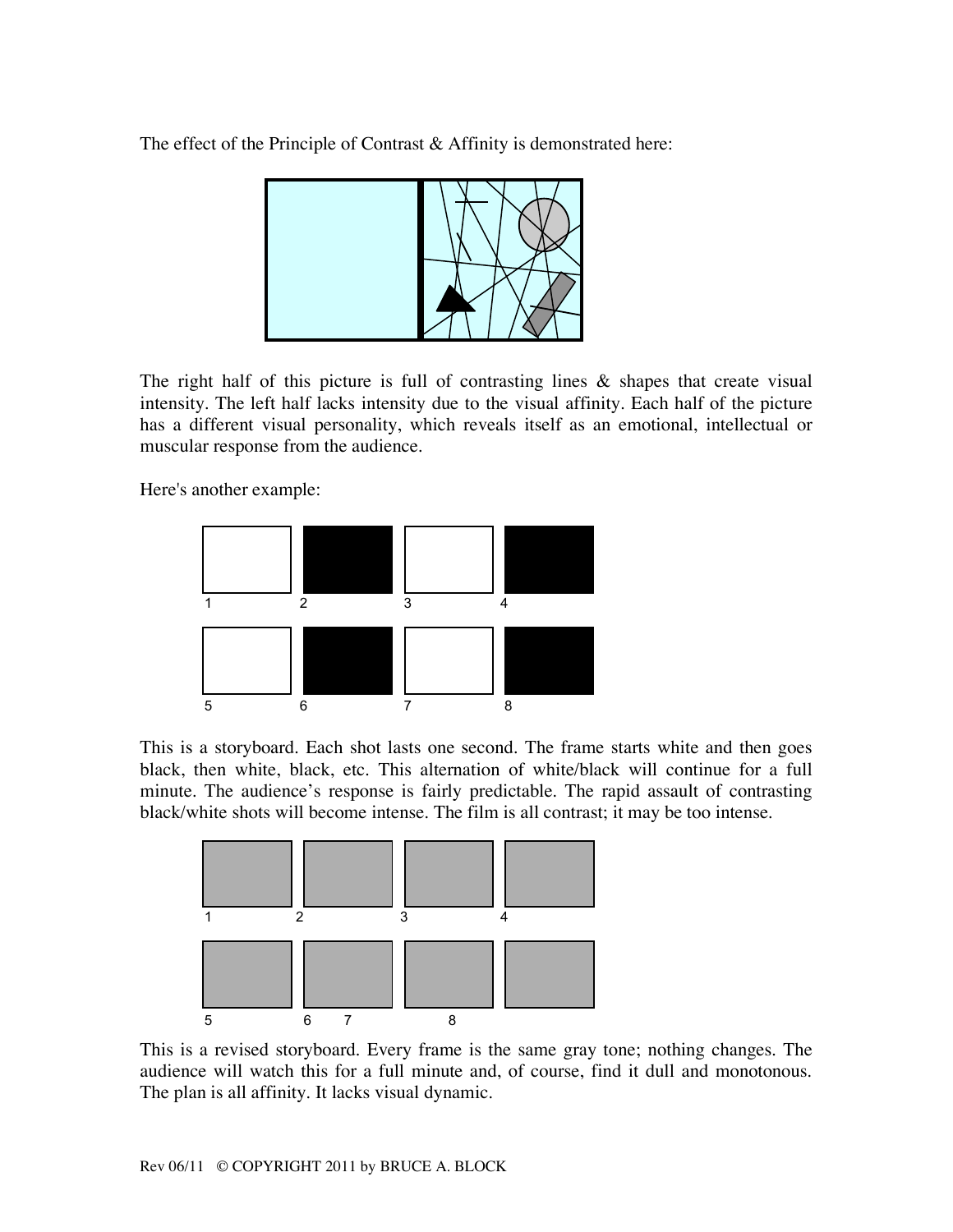The effect of the Principle of Contrast & Affinity is demonstrated here:

The right half of this picture is full of contrasting lines & shapes that create visual intensity. The left half lacks intensity due to the visual affinity. Each half of the picture has a different visual personality, which reveals itself as an emotional, intellectual or muscular response from the audience.

Here's another example:

This is a storyboard. Each shot lasts one second. The frame starts white and then goes black, then white, black, etc. This alternation of white/black will continue for a full minute. The audience's response is fairly predictable. The rapid assault of contrasting black/white shots will become intense. The film is all contrast; it may be too intense.

This is a revised storyboard. Every frame is the same gray tone; nothing changes. The audience will watch this for a full minute and, of course, find it dull and monotonous. The plan is all affinity. It lacks visual dynamic.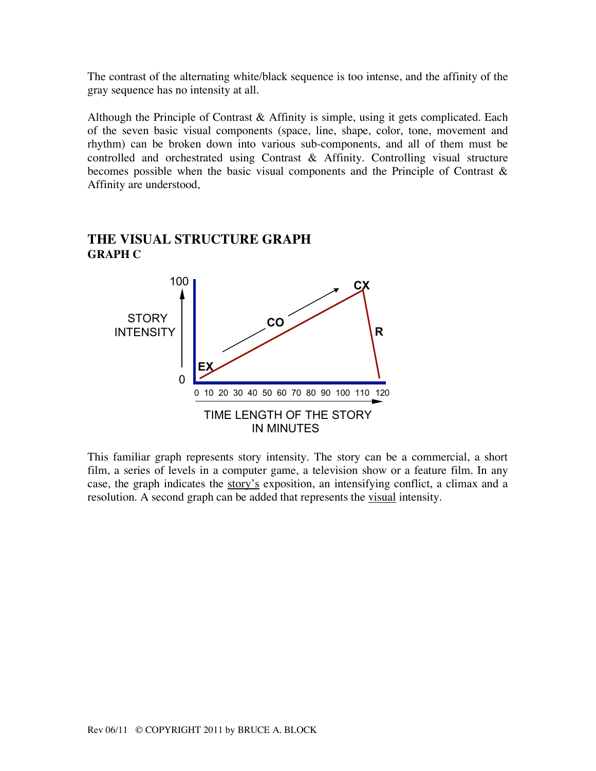The contrast of the alternating white/black sequence is too intense, and the affinity of the gray sequence has no intensity at all.

Although the Principle of Contrast & Affinity is simple, using it gets complicated. Each of the seven basic visual components (space, line, shape, color, tone, movement and rhythm) can be broken down into various sub-components, and all of them must be controlled and orchestrated using Contrast & Affinity. Controlling visual structure becomes possible when the basic visual components and the Principle of Contrast & Affinity are understood,

## THE VISUAL STRUCTURE GRAPH

**GRAPH C**

This familiar graph represents story intensity. The story can be a commercial, a short film, a series of levels in a computer game, a television show or a feature film. In any case, the graph indicates the story's exposition, an intensifying conflict, a climax and a resolution. A second graph can be added that represents the visual intensity.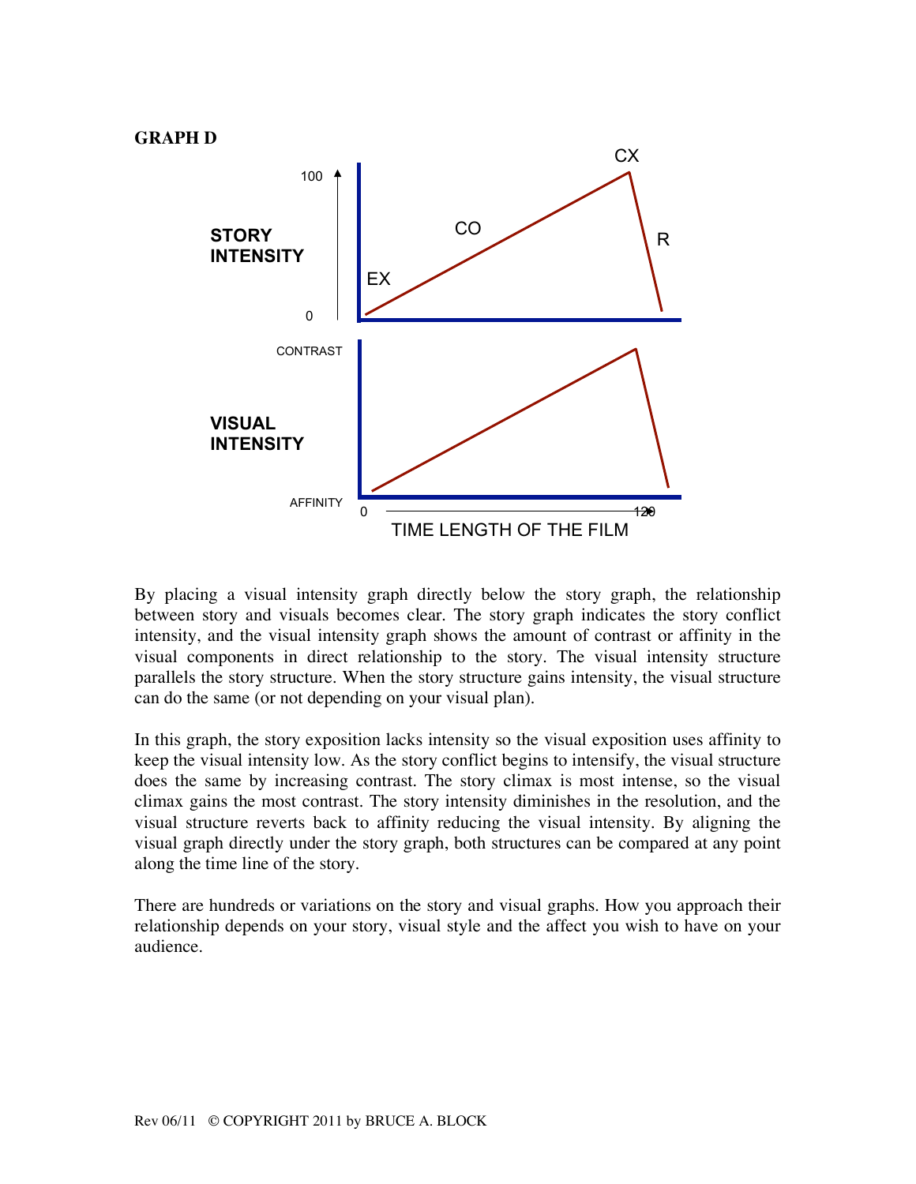**GRAPH D**

CX

100

STORY
INTENSITY

CO

R

EX

0

CONTRAST

VISUAL
INTENSITY

AFFINITY

0

120

TIME LENGTH OF THE FILM

By placing a visual intensity graph directly below the story graph, the relationship between story and visuals becomes clear. The story graph indicates the story conflict intensity, and the visual intensity graph shows the amount of contrast or affinity in the visual components in direct relationship to the story. The visual intensity structure parallels the story structure. When the story structure gains intensity, the visual structure can do the same (or not depending on your visual plan).

In this graph, the story exposition lacks intensity so the visual exposition uses affinity to keep the visual intensity low. As the story conflict begins to intensify, the visual structure does the same by increasing contrast. The story climax is most intense, so the visual climax gains the most contrast. The story intensity diminishes in the resolution, and the visual structure reverts back to affinity reducing the visual intensity. By aligning the visual graph directly under the story graph, both structures can be compared at any point along the time line of the story.

There are hundreds or variations on the story and visual graphs. How you approach their relationship depends on your story, visual style and the affect you wish to have on your audience.

Rev 06/11 © COPYRIGHT 2011 by BRUCE A. BLOCK